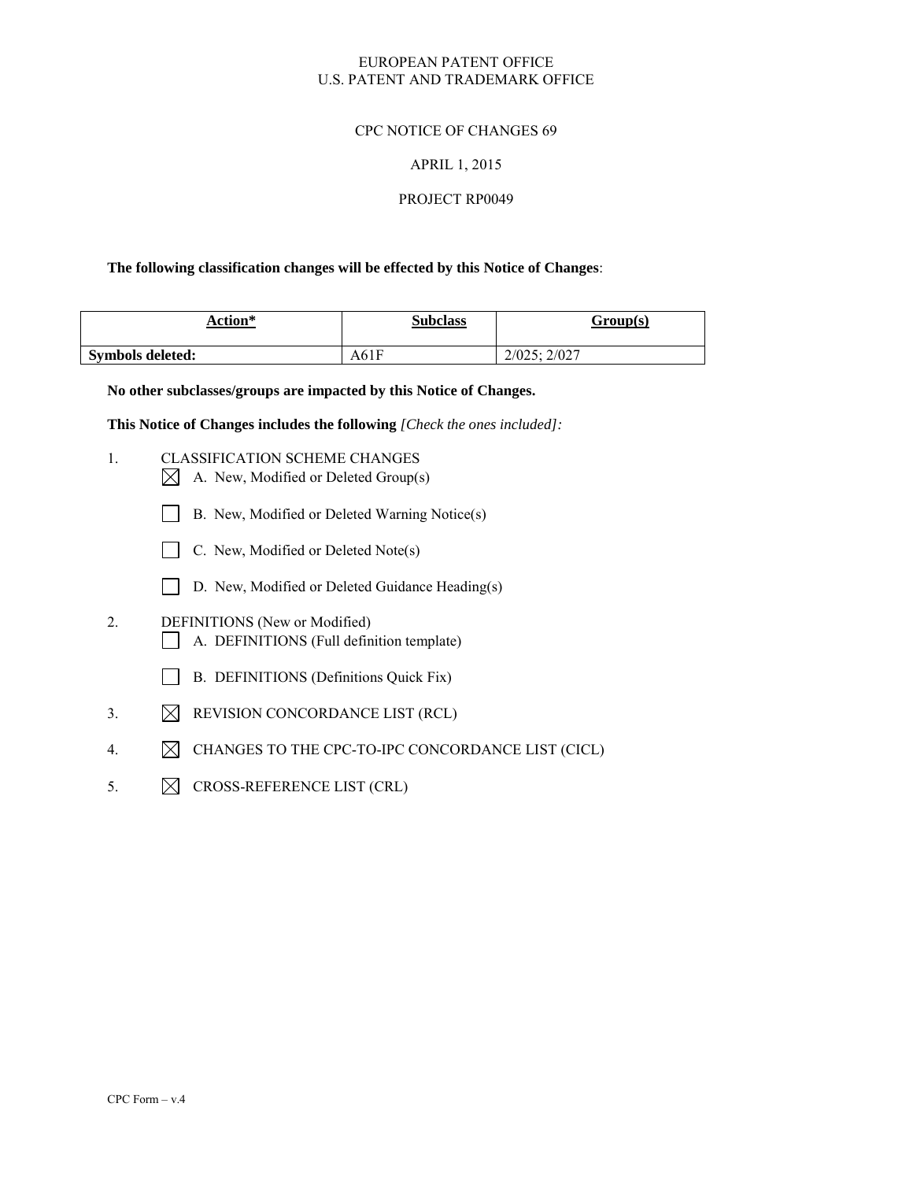EUROPEAN PATENT OFFICE
U.S. PATENT AND TRADEMARK OFFICE

CPC NOTICE OF CHANGES 69

APRIL 1, 2015

PROJECT RP0049

**The following classification changes will be effected by this Notice of Changes**:

| Action* | Subclass | Group(s) |
|---|---|---|
| **Symbols deleted:** | A61F | 2/025; 2/027 |

**No other subclasses/groups are impacted by this Notice of Changes.**

**This Notice of Changes includes the following** *[Check the ones included]:*

1. CLASSIFICATION SCHEME CHANGES
   - ☒ A. New, Modified or Deleted Group(s)
   - ☐ B. New, Modified or Deleted Warning Notice(s)
   - ☐ C. New, Modified or Deleted Note(s)
   - ☐ D. New, Modified or Deleted Guidance Heading(s)
2. DEFINITIONS (New or Modified)
   - ☐ A. DEFINITIONS (Full definition template)
   - ☐ B. DEFINITIONS (Definitions Quick Fix)
3. ☒ REVISION CONCORDANCE LIST (RCL)
4. ☒ CHANGES TO THE CPC-TO-IPC CONCORDANCE LIST (CICL)
5. ☒ CROSS-REFERENCE LIST (CRL)

CPC Form – v.4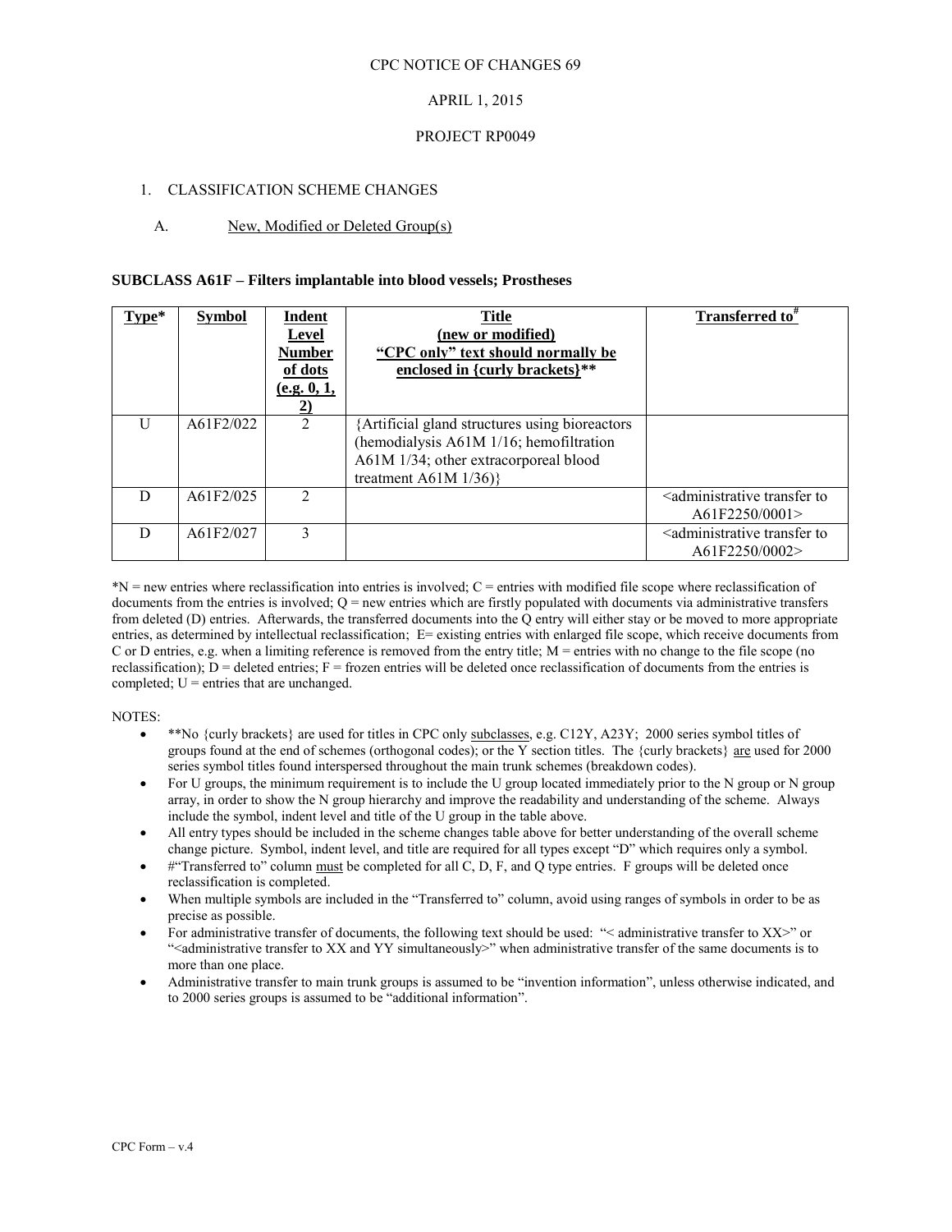CPC NOTICE OF CHANGES 69

APRIL 1, 2015

PROJECT RP0049

1. CLASSIFICATION SCHEME CHANGES

   A. New, Modified or Deleted Group(s)

**SUBCLASS A61F – Filters implantable into blood vessels; Prostheses**

| Type* | Symbol | Indent Level Number of dots (e.g. 0, 1, 2) | Title (new or modified) "CPC only" text should normally be enclosed in {curly brackets}** | Transferred to# |
|---|---|---|---|---|
| U | A61F2/022 | 2 | {Artificial gland structures using bioreactors (hemodialysis A61M 1/16; hemofiltration A61M 1/34; other extracorporeal blood treatment A61M 1/36)} | |
| D | A61F2/025 | 2 | | <administrative transfer to A61F2250/0001> |
| D | A61F2/027 | 3 | | <administrative transfer to A61F2250/0002> |

*N = new entries where reclassification into entries is involved; C = entries with modified file scope where reclassification of documents from the entries is involved; Q = new entries which are firstly populated with documents via administrative transfers from deleted (D) entries. Afterwards, the transferred documents into the Q entry will either stay or be moved to more appropriate entries, as determined by intellectual reclassification; E= existing entries with enlarged file scope, which receive documents from C or D entries, e.g. when a limiting reference is removed from the entry title; M = entries with no change to the file scope (no reclassification); D = deleted entries; F = frozen entries will be deleted once reclassification of documents from the entries is completed; U = entries that are unchanged.

NOTES:

- **No {curly brackets} are used for titles in CPC only subclasses, e.g. C12Y, A23Y; 2000 series symbol titles of groups found at the end of schemes (orthogonal codes); or the Y section titles. The {curly brackets} are used for 2000 series symbol titles found interspersed throughout the main trunk schemes (breakdown codes).
- For U groups, the minimum requirement is to include the U group located immediately prior to the N group or N group array, in order to show the N group hierarchy and improve the readability and understanding of the scheme. Always include the symbol, indent level and title of the U group in the table above.
- All entry types should be included in the scheme changes table above for better understanding of the overall scheme change picture. Symbol, indent level, and title are required for all types except "D" which requires only a symbol.
- #"Transferred to" column must be completed for all C, D, F, and Q type entries. F groups will be deleted once reclassification is completed.
- When multiple symbols are included in the "Transferred to" column, avoid using ranges of symbols in order to be as precise as possible.
- For administrative transfer of documents, the following text should be used: "< administrative transfer to XX>" or "<administrative transfer to XX and YY simultaneously>" when administrative transfer of the same documents is to more than one place.
- Administrative transfer to main trunk groups is assumed to be "invention information", unless otherwise indicated, and to 2000 series groups is assumed to be "additional information".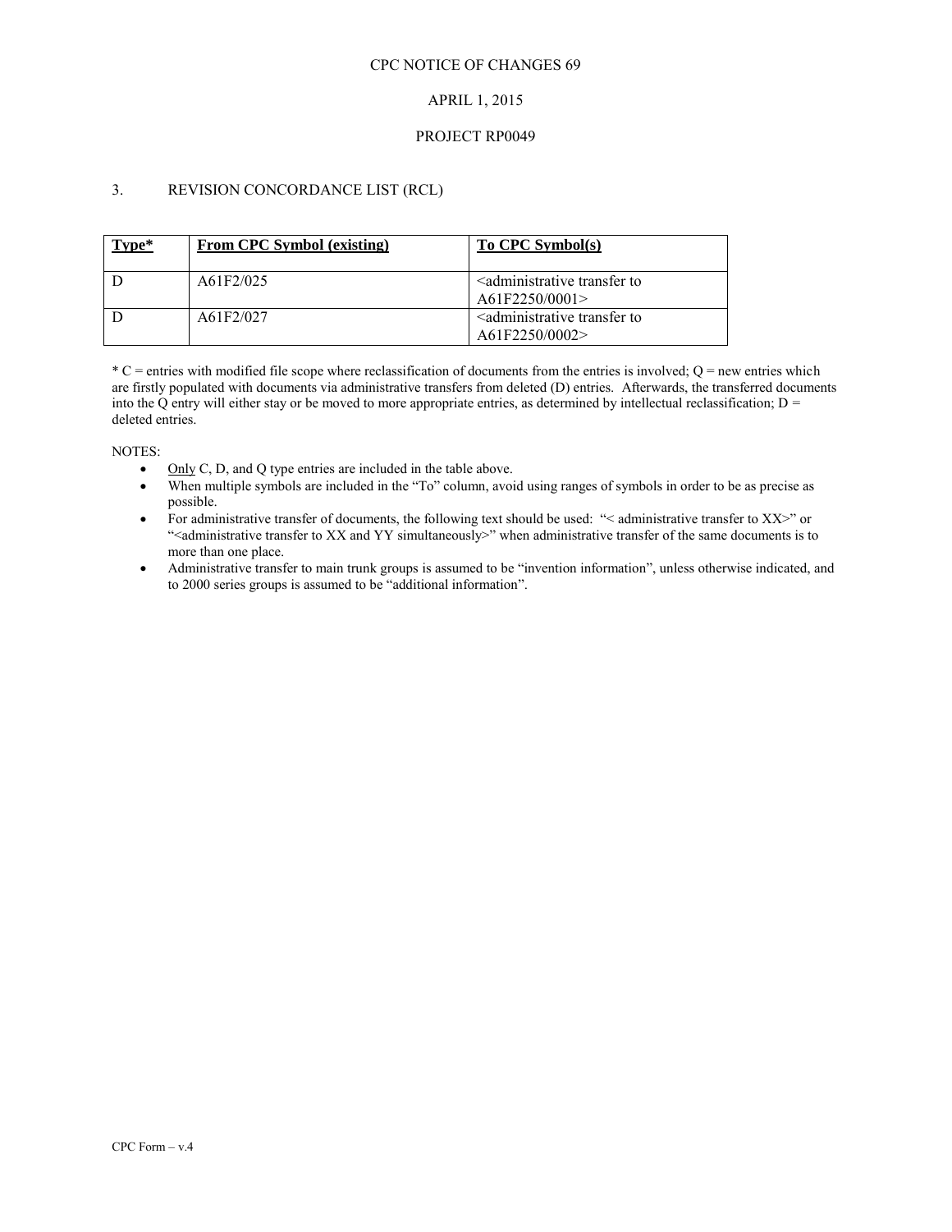CPC NOTICE OF CHANGES 69

APRIL 1, 2015

PROJECT RP0049

## 3. REVISION CONCORDANCE LIST (RCL)

| Type* | From CPC Symbol (existing) | To CPC Symbol(s) |
|---|---|---|
| D | A61F2/025 | <administrative transfer to A61F2250/0001> |
| D | A61F2/027 | <administrative transfer to A61F2250/0002> |

* C = entries with modified file scope where reclassification of documents from the entries is involved; Q = new entries which are firstly populated with documents via administrative transfers from deleted (D) entries. Afterwards, the transferred documents into the Q entry will either stay or be moved to more appropriate entries, as determined by intellectual reclassification; D = deleted entries.

NOTES:

- Only C, D, and Q type entries are included in the table above.
- When multiple symbols are included in the "To" column, avoid using ranges of symbols in order to be as precise as possible.
- For administrative transfer of documents, the following text should be used: "< administrative transfer to XX>" or "<administrative transfer to XX and YY simultaneously>" when administrative transfer of the same documents is to more than one place.
- Administrative transfer to main trunk groups is assumed to be "invention information", unless otherwise indicated, and to 2000 series groups is assumed to be "additional information".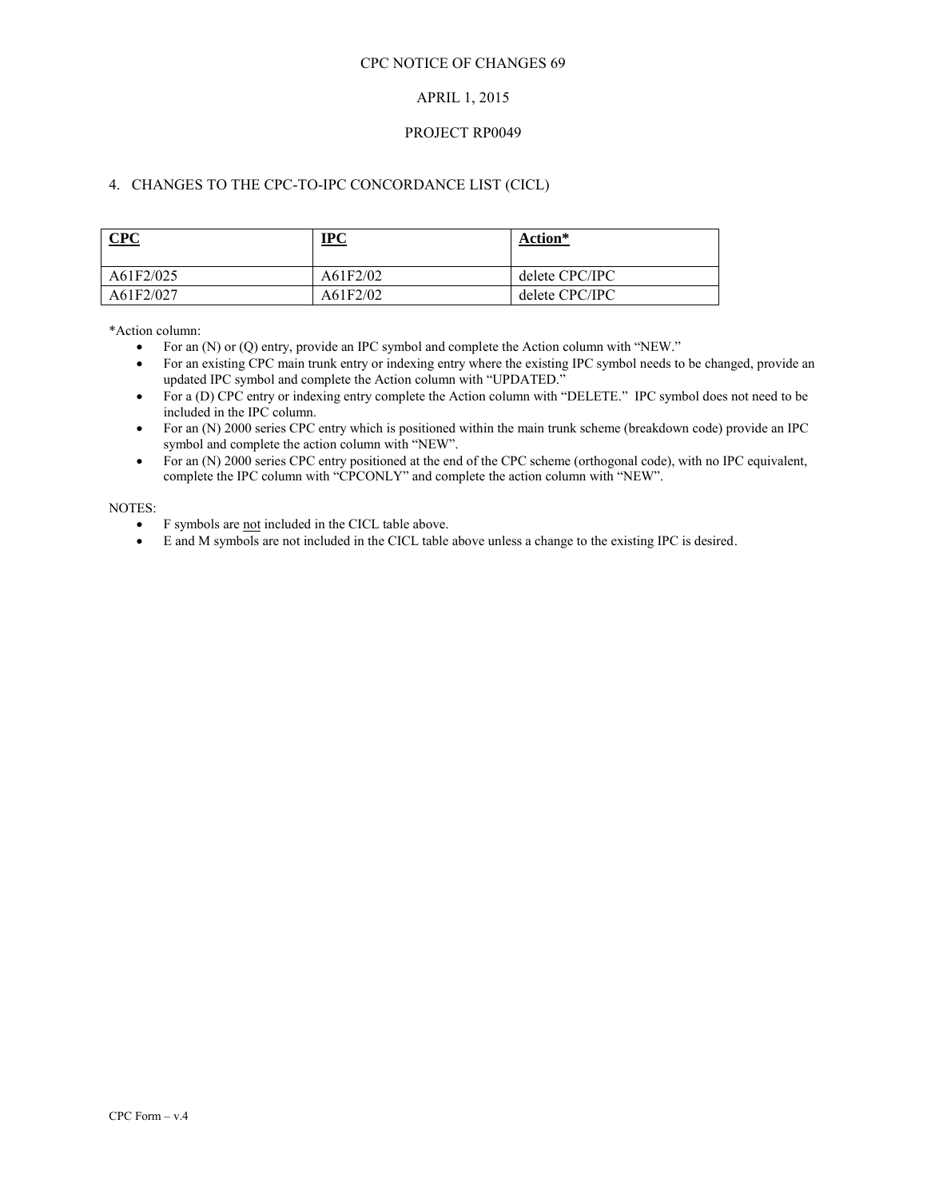CPC NOTICE OF CHANGES 69

APRIL 1, 2015

PROJECT RP0049

## 4. CHANGES TO THE CPC-TO-IPC CONCORDANCE LIST (CICL)

| **CPC** | **IPC** | **Action*** |
|---|---|---|
| A61F2/025 | A61F2/02 | delete CPC/IPC |
| A61F2/027 | A61F2/02 | delete CPC/IPC |

*Action column:

- For an (N) or (Q) entry, provide an IPC symbol and complete the Action column with "NEW."
- For an existing CPC main trunk entry or indexing entry where the existing IPC symbol needs to be changed, provide an updated IPC symbol and complete the Action column with "UPDATED."
- For a (D) CPC entry or indexing entry complete the Action column with "DELETE." IPC symbol does not need to be included in the IPC column.
- For an (N) 2000 series CPC entry which is positioned within the main trunk scheme (breakdown code) provide an IPC symbol and complete the action column with "NEW".
- For an (N) 2000 series CPC entry positioned at the end of the CPC scheme (orthogonal code), with no IPC equivalent, complete the IPC column with "CPCONLY" and complete the action column with "NEW".

NOTES:

- F symbols are not included in the CICL table above.
- E and M symbols are not included in the CICL table above unless a change to the existing IPC is desired.

CPC Form – v.4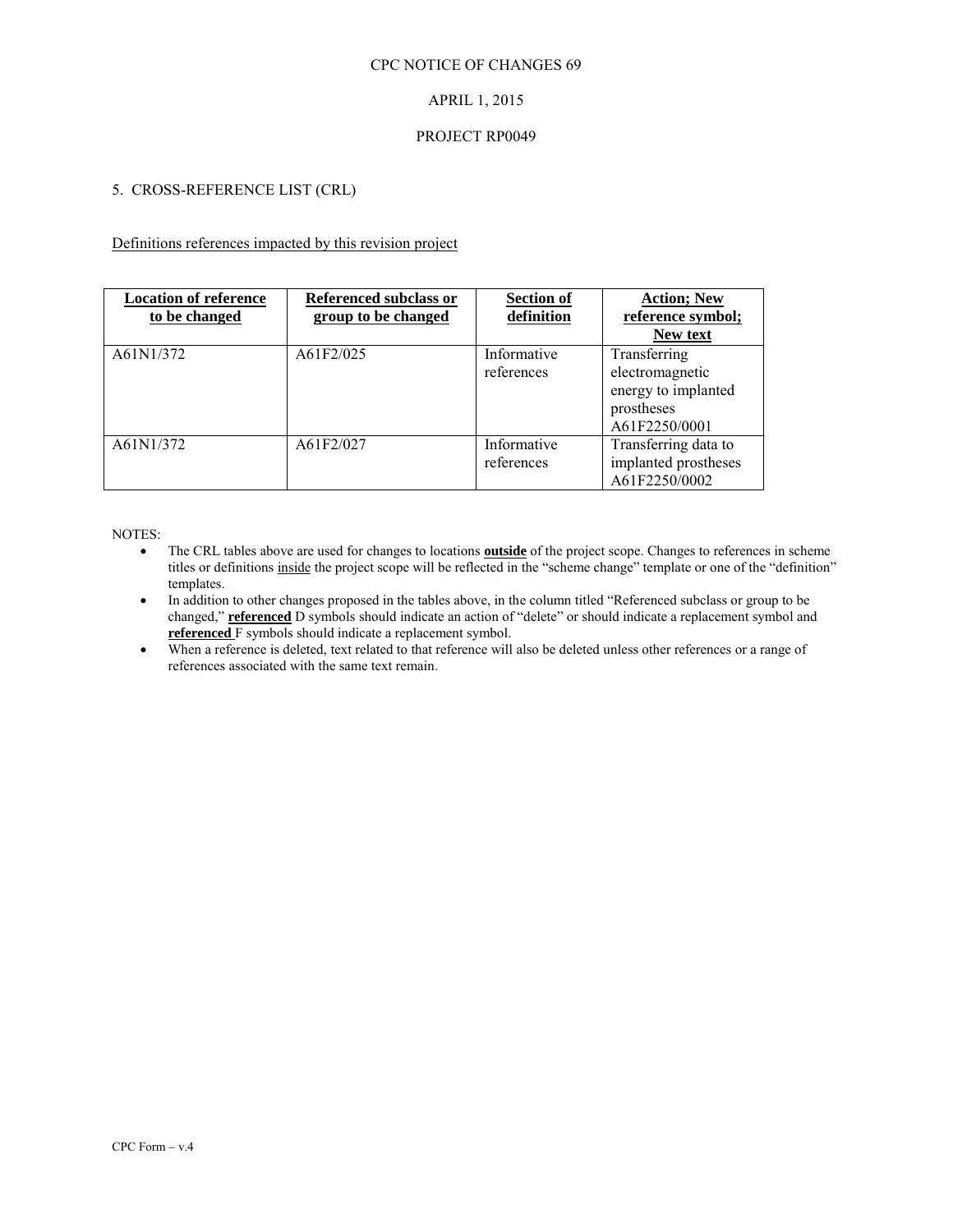CPC NOTICE OF CHANGES 69

APRIL 1, 2015

PROJECT RP0049

## 5. CROSS-REFERENCE LIST (CRL)

Definitions references impacted by this revision project

| **Location of reference to be changed** | **Referenced subclass or group to be changed** | **Section of definition** | **Action; New reference symbol; New text** |
|---|---|---|---|
| A61N1/372 | A61F2/025 | Informative references | Transferring electromagnetic energy to implanted prostheses A61F2250/0001 |
| A61N1/372 | A61F2/027 | Informative references | Transferring data to implanted prostheses A61F2250/0002 |

NOTES:

- The CRL tables above are used for changes to locations **outside** of the project scope. Changes to references in scheme titles or definitions inside the project scope will be reflected in the "scheme change" template or one of the "definition" templates.
- In addition to other changes proposed in the tables above, in the column titled "Referenced subclass or group to be changed," **referenced** D symbols should indicate an action of "delete" or should indicate a replacement symbol and **referenced** F symbols should indicate a replacement symbol.
- When a reference is deleted, text related to that reference will also be deleted unless other references or a range of references associated with the same text remain.

CPC Form – v.4